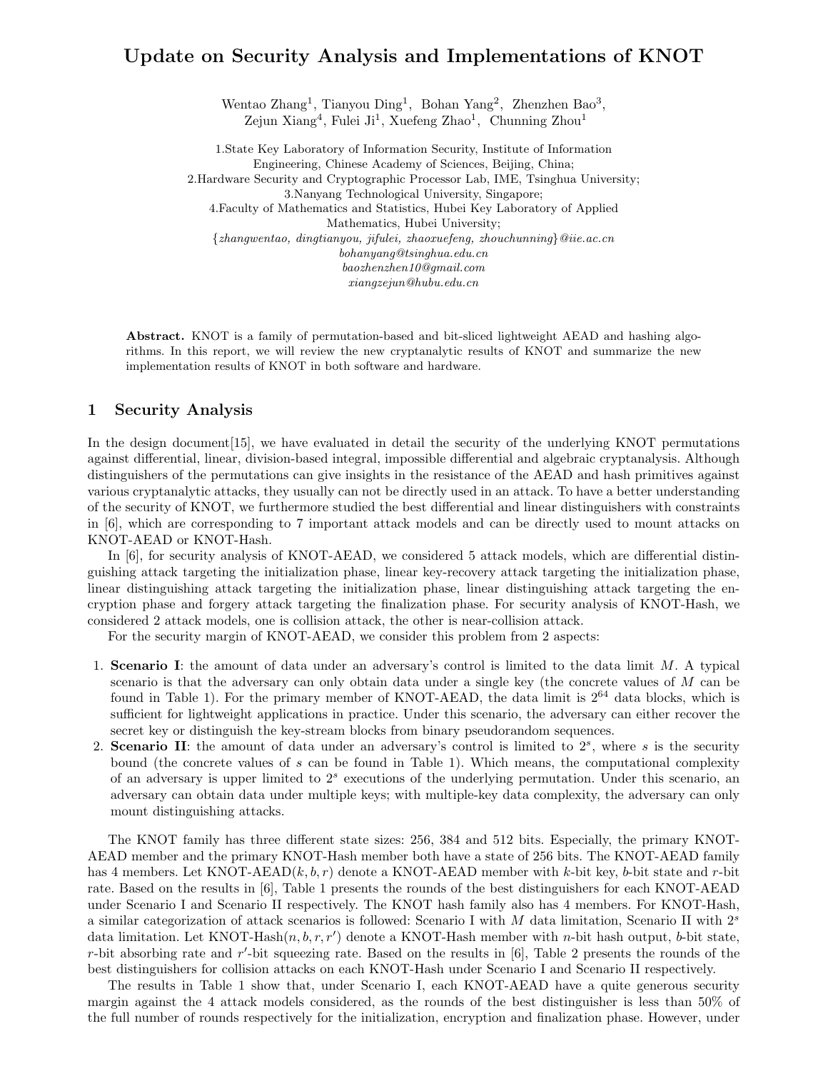# Update on Security Analysis and Implementations of KNOT

Wentao Zhang[1], Tianyou Ding[1], Bohan Yang[2], Zhenzhen Bao[3], Zejun Xiang[4], Fulei Ji[1], Xuefeng Zhao[1], Chunning Zhou[1]

1.State Key Laboratory of Information Security, Institute of Information Engineering, Chinese Academy of Sciences, Beijing, China;
2.Hardware Security and Cryptographic Processor Lab, IME, Tsinghua University;
3.Nanyang Technological University, Singapore;
4.Faculty of Mathematics and Statistics, Hubei Key Laboratory of Applied Mathematics, Hubei University;
{*zhangwentao, dingtianyou, jifulei, zhaoxuefeng, zhouchunning*}*@iie.ac.cn*
*bohanyang@tsinghua.edu.cn*
*baozhenzhen10@gmail.com*
*xiangzejun@hubu.edu.cn*

**Abstract.** KNOT is a family of permutation-based and bit-sliced lightweight AEAD and hashing algorithms. In this report, we will review the new cryptanalytic results of KNOT and summarize the new implementation results of KNOT in both software and hardware.

## 1 Security Analysis

In the design document[15], we have evaluated in detail the security of the underlying KNOT permutations against differential, linear, division-based integral, impossible differential and algebraic cryptanalysis. Although distinguishers of the permutations can give insights in the resistance of the AEAD and hash primitives against various cryptanalytic attacks, they usually can not be directly used in an attack. To have a better understanding of the security of KNOT, we furthermore studied the best differential and linear distinguishers with constraints in [6], which are corresponding to 7 important attack models and can be directly used to mount attacks on KNOT-AEAD or KNOT-Hash.

In [6], for security analysis of KNOT-AEAD, we considered 5 attack models, which are differential distinguishing attack targeting the initialization phase, linear key-recovery attack targeting the initialization phase, linear distinguishing attack targeting the initialization phase, linear distinguishing attack targeting the encryption phase and forgery attack targeting the finalization phase. For security analysis of KNOT-Hash, we considered 2 attack models, one is collision attack, the other is near-collision attack.

For the security margin of KNOT-AEAD, we consider this problem from 2 aspects:

1. **Scenario I**: the amount of data under an adversary's control is limited to the data limit $M$. A typical scenario is that the adversary can only obtain data under a single key (the concrete values of $M$ can be found in Table 1). For the primary member of KNOT-AEAD, the data limit is $2^{64}$ data blocks, which is sufficient for lightweight applications in practice. Under this scenario, the adversary can either recover the secret key or distinguish the key-stream blocks from binary pseudorandom sequences.
2. **Scenario II**: the amount of data under an adversary's control is limited to $2^s$, where $s$ is the security bound (the concrete values of $s$ can be found in Table 1). Which means, the computational complexity of an adversary is upper limited to $2^s$ executions of the underlying permutation. Under this scenario, an adversary can obtain data under multiple keys; with multiple-key data complexity, the adversary can only mount distinguishing attacks.

The KNOT family has three different state sizes: 256, 384 and 512 bits. Especially, the primary KNOT-AEAD member and the primary KNOT-Hash member both have a state of 256 bits. The KNOT-AEAD family has 4 members. Let KNOT-AEAD$(k, b, r)$ denote a KNOT-AEAD member with $k$-bit key, $b$-bit state and $r$-bit rate. Based on the results in [6], Table 1 presents the rounds of the best distinguishers for each KNOT-AEAD under Scenario I and Scenario II respectively. The KNOT hash family also has 4 members. For KNOT-Hash, a similar categorization of attack scenarios is followed: Scenario I with $M$ data limitation, Scenario II with $2^s$ data limitation. Let KNOT-Hash$(n, b, r, r')$ denote a KNOT-Hash member with $n$-bit hash output, $b$-bit state, $r$-bit absorbing rate and $r'$-bit squeezing rate. Based on the results in [6], Table 2 presents the rounds of the best distinguishers for collision attacks on each KNOT-Hash under Scenario I and Scenario II respectively.

The results in Table 1 show that, under Scenario I, each KNOT-AEAD have a quite generous security margin against the 4 attack models considered, as the rounds of the best distinguisher is less than 50% of the full number of rounds respectively for the initialization, encryption and finalization phase. However, under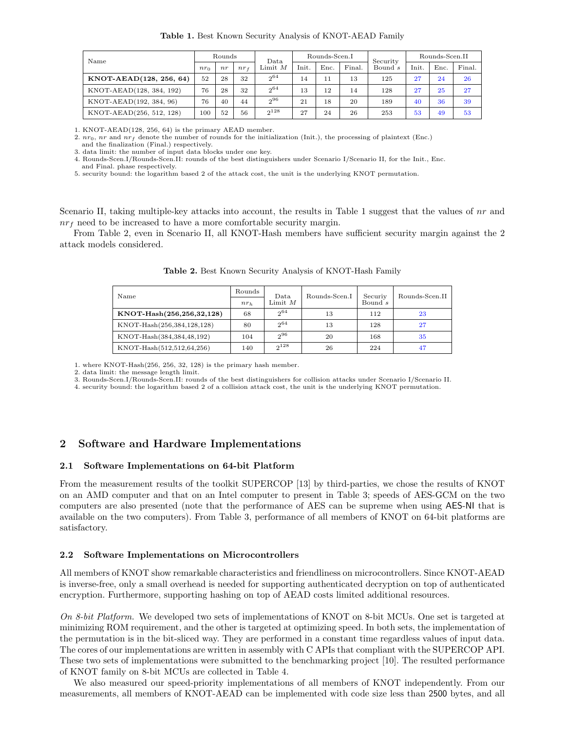**Table 1.** Best Known Security Analysis of KNOT-AEAD Family

| Name | Rounds | | | Data Limit $M$ | Rounds-Scen.I | | | Security Bound $s$ | Rounds-Scen.II | | |
|---|---|---|---|---|---|---|---|---|---|---|---|
| | $nr_0$ | $nr$ | $nr_f$ | | Init. | Enc. | Final. | | Init. | Enc. | Final. |
| **KNOT-AEAD(128, 256, 64)** | 52 | 28 | 32 | $2^{64}$ | 14 | 11 | 13 | 125 | 27 | 24 | 26 |
| KNOT-AEAD(128, 384, 192) | 76 | 28 | 32 | $2^{64}$ | 13 | 12 | 14 | 128 | 27 | 25 | 27 |
| KNOT-AEAD(192, 384, 96) | 76 | 40 | 44 | $2^{96}$ | 21 | 18 | 20 | 189 | 40 | 36 | 39 |
| KNOT-AEAD(256, 512, 128) | 100 | 52 | 56 | $2^{128}$ | 27 | 24 | 26 | 253 | 53 | 49 | 53 |

1. KNOT-AEAD(128, 256, 64) is the primary AEAD member.
2. $nr_0$, $nr$ and $nr_f$ denote the number of rounds for the initialization (Init.), the processing of plaintext (Enc.) and the finalization (Final.) respectively.
3. data limit: the number of input data blocks under one key.
4. Rounds-Scen.I/Rounds-Scen.II: rounds of the best distinguishers under Scenario I/Scenario II, for the Init., Enc. and Final. phase respectively.
5. security bound: the logarithm based 2 of the attack cost, the unit is the underlying KNOT permutation.

Scenario II, taking multiple-key attacks into account, the results in Table 1 suggest that the values of $nr$ and $nr_f$ need to be increased to have a more comfortable security margin.

From Table 2, even in Scenario II, all KNOT-Hash members have sufficient security margin against the 2 attack models considered.

**Table 2.** Best Known Security Analysis of KNOT-Hash Family

| Name | Rounds | Data Limit $M$ | Rounds-Scen.I | Securiy Bound $s$ | Rounds-Scen.II |
|---|---|---|---|---|---|
| | $nr_h$ | | | | |
| **KNOT-Hash(256,256,32,128)** | 68 | $2^{64}$ | 13 | 112 | 23 |
| KNOT-Hash(256,384,128,128) | 80 | $2^{64}$ | 13 | 128 | 27 |
| KNOT-Hash(384,384,48,192) | 104 | $2^{96}$ | 20 | 168 | 35 |
| KNOT-Hash(512,512,64,256) | 140 | $2^{128}$ | 26 | 224 | 47 |

1. where KNOT-Hash(256, 256, 32, 128) is the primary hash member.
2. data limit: the message length limit.
3. Rounds-Scen.I/Rounds-Scen.II: rounds of the best distinguishers for collision attacks under Scenario I/Scenario II.
4. security bound: the logarithm based 2 of a collision attack cost, the unit is the underlying KNOT permutation.

## 2 Software and Hardware Implementations

### 2.1 Software Implementations on 64-bit Platform

From the measurement results of the toolkit SUPERCOP [13] by third-parties, we chose the results of KNOT on an AMD computer and that on an Intel computer to present in Table 3; speeds of AES-GCM on the two computers are also presented (note that the performance of AES can be supreme when using AES-NI that is available on the two computers). From Table 3, performance of all members of KNOT on 64-bit platforms are satisfactory.

### 2.2 Software Implementations on Microcontrollers

All members of KNOT show remarkable characteristics and friendliness on microcontrollers. Since KNOT-AEAD is inverse-free, only a small overhead is needed for supporting authenticated decryption on top of authenticated encryption. Furthermore, supporting hashing on top of AEAD costs limited additional resources.

*On 8-bit Platform.* We developed two sets of implementations of KNOT on 8-bit MCUs. One set is targeted at minimizing ROM requirement, and the other is targeted at optimizing speed. In both sets, the implementation of the permutation is in the bit-sliced way. They are performed in a constant time regardless values of input data. The cores of our implementations are written in assembly with C APIs that compliant with the SUPERCOP API. These two sets of implementations were submitted to the benchmarking project [10]. The resulted performance of KNOT family on 8-bit MCUs are collected in Table 4.

We also measured our speed-priority implementations of all members of KNOT independently. From our measurements, all members of KNOT-AEAD can be implemented with code size less than 2500 bytes, and all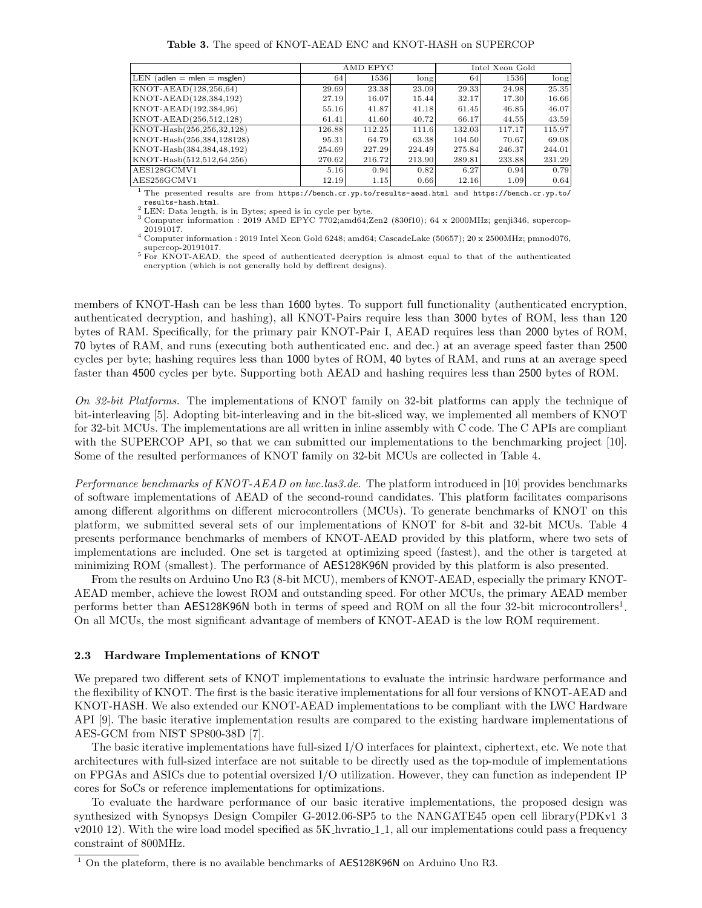**Table 3.** The speed of KNOT-AEAD ENC and KNOT-HASH on SUPERCOP

| | AMD EPYC | | | Intel Xeon Gold | | |
|---|---|---|---|---|---|---|
| LEN (adlen = mlen = msglen) | 64 | 1536 | long | 64 | 1536 | long |
| KNOT-AEAD(128,256,64) | 29.69 | 23.38 | 23.09 | 29.33 | 24.98 | 25.35 |
| KNOT-AEAD(128,384,192) | 27.19 | 16.07 | 15.44 | 32.17 | 17.30 | 16.66 |
| KNOT-AEAD(192,384,96) | 55.16 | 41.87 | 41.18 | 61.45 | 46.85 | 46.07 |
| KNOT-AEAD(256,512,128) | 61.41 | 41.60 | 40.72 | 66.17 | 44.55 | 43.59 |
| KNOT-Hash(256,256,32,128) | 126.88 | 112.25 | 111.6 | 132.03 | 117.17 | 115.97 |
| KNOT-Hash(256,384,128128) | 95.31 | 64.79 | 63.38 | 104.50 | 70.67 | 69.08 |
| KNOT-Hash(384,384,48,192) | 254.69 | 227.29 | 224.49 | 275.84 | 246.37 | 244.01 |
| KNOT-Hash(512,512,64,256) | 270.62 | 216.72 | 213.90 | 289.81 | 233.88 | 231.29 |
| AES128GCMV1 | 5.16 | 0.94 | 0.82 | 6.27 | 0.94 | 0.79 |
| AES256GCMV1 | 12.19 | 1.15 | 0.66 | 12.16 | 1.09 | 0.64 |

[1] The presented results are from https://bench.cr.yp.to/results-aead.html and https://bench.cr.yp.to/results-hash.html.
[2] LEN: Data length, is in Bytes; speed is in cycle per byte.
[3] Computer information : 2019 AMD EPYC 7702;amd64;Zen2 (830f10); 64 x 2000MHz; genji346, supercop-20191017.
[4] Computer information : 2019 Intel Xeon Gold 6248; amd64; CascadeLake (50657); 20 x 2500MHz; pmnod076, supercop-20191017.
[5] For KNOT-AEAD, the speed of authenticated decryption is almost equal to that of the authenticated encryption (which is not generally hold by deffirent designs).

members of KNOT-Hash can be less than 1600 bytes. To support full functionality (authenticated encryption, authenticated decryption, and hashing), all KNOT-Pairs require less than 3000 bytes of ROM, less than 120 bytes of RAM. Specifically, for the primary pair KNOT-Pair I, AEAD requires less than 2000 bytes of ROM, 70 bytes of RAM, and runs (executing both authenticated enc. and dec.) at an average speed faster than 2500 cycles per byte; hashing requires less than 1000 bytes of ROM, 40 bytes of RAM, and runs at an average speed faster than 4500 cycles per byte. Supporting both AEAD and hashing requires less than 2500 bytes of ROM.

*On 32-bit Platforms.* The implementations of KNOT family on 32-bit platforms can apply the technique of bit-interleaving [5]. Adopting bit-interleaving and in the bit-sliced way, we implemented all members of KNOT for 32-bit MCUs. The implementations are all written in inline assembly with C code. The C APIs are compliant with the SUPERCOP API, so that we can submitted our implementations to the benchmarking project [10]. Some of the resulted performances of KNOT family on 32-bit MCUs are collected in Table 4.

*Performance benchmarks of KNOT-AEAD on lwc.las3.de.* The platform introduced in [10] provides benchmarks of software implementations of AEAD of the second-round candidates. This platform facilitates comparisons among different algorithms on different microcontrollers (MCUs). To generate benchmarks of KNOT on this platform, we submitted several sets of our implementations of KNOT for 8-bit and 32-bit MCUs. Table 4 presents performance benchmarks of members of KNOT-AEAD provided by this platform, where two sets of implementations are included. One set is targeted at optimizing speed (fastest), and the other is targeted at minimizing ROM (smallest). The performance of AES128K96N provided by this platform is also presented.

From the results on Arduino Uno R3 (8-bit MCU), members of KNOT-AEAD, especially the primary KNOT-AEAD member, achieve the lowest ROM and outstanding speed. For other MCUs, the primary AEAD member performs better than AES128K96N both in terms of speed and ROM on all the four 32-bit microcontrollers[1]. On all MCUs, the most significant advantage of members of KNOT-AEAD is the low ROM requirement.

### 2.3 Hardware Implementations of KNOT

We prepared two different sets of KNOT implementations to evaluate the intrinsic hardware performance and the flexibility of KNOT. The first is the basic iterative implementations for all four versions of KNOT-AEAD and KNOT-HASH. We also extended our KNOT-AEAD implementations to be compliant with the LWC Hardware API [9]. The basic iterative implementation results are compared to the existing hardware implementations of AES-GCM from NIST SP800-38D [7].

The basic iterative implementations have full-sized I/O interfaces for plaintext, ciphertext, etc. We note that architectures with full-sized interface are not suitable to be directly used as the top-module of implementations on FPGAs and ASICs due to potential oversized I/O utilization. However, they can function as independent IP cores for SoCs or reference implementations for optimizations.

To evaluate the hardware performance of our basic iterative implementations, the proposed design was synthesized with Synopsys Design Compiler G-2012.06-SP5 to the NANGATE45 open cell library(PDKv1 3 v2010 12). With the wire load model specified as 5K_hvratio_1_1, all our implementations could pass a frequency constraint of 800MHz.

[1] On the plateform, there is no available benchmarks of AES128K96N on Arduino Uno R3.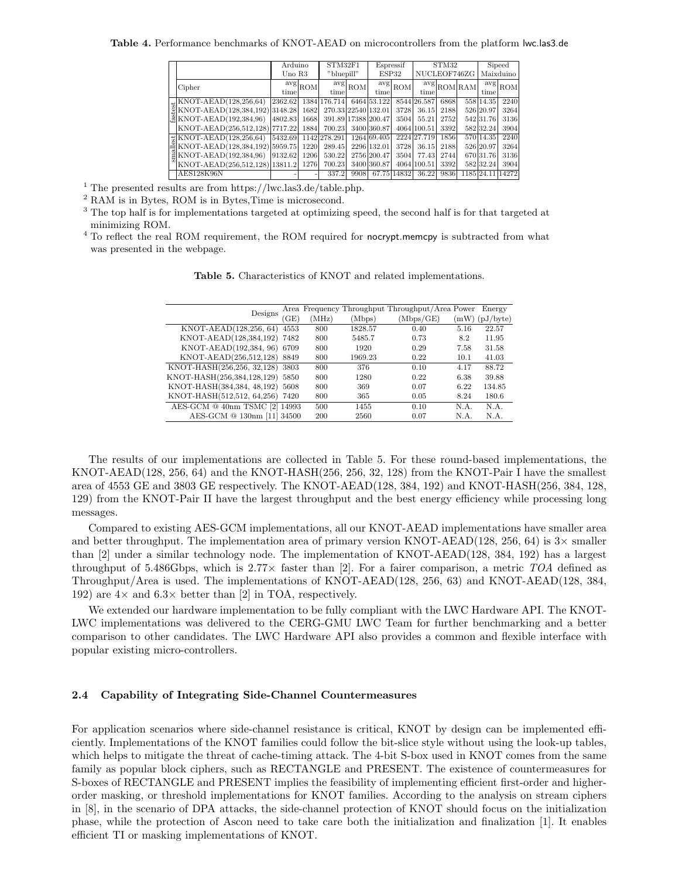**Table 4.** Performance benchmarks of KNOT-AEAD on microcontrollers from the platform lwc.las3.de

| | | Arduino Uno R3 | | STM32F1 "bluepill" | | Espressif ESP32 | | STM32 NUCLEOF746ZG | | | Sipeed Maixduino | |
|---|---|---|---|---|---|---|---|---|---|---|---|---|
| | Cipher | avg time | ROM | avg time | ROM | avg time | ROM | avg time | ROM | RAM | avg time | ROM |
| fastest | KNOT-AEAD(128,256,64) | 2362.62 | 1384 | 176.714 | 6464 | 53.122 | 8544 | 26.587 | 6868 | 558 | 14.35 | 2240 |
| fastest | KNOT-AEAD(128,384,192) | 3148.28 | 1682 | 270.33 | 22540 | 132.01 | 3728 | 36.15 | 2188 | 526 | 20.97 | 3264 |
| fastest | KNOT-AEAD(192,384,96) | 4802.83 | 1668 | 391.89 | 17388 | 200.47 | 3504 | 55.21 | 2752 | 542 | 31.76 | 3136 |
| fastest | KNOT-AEAD(256,512,128) | 7717.22 | 1884 | 700.23 | 3400 | 360.87 | 4064 | 100.51 | 3392 | 582 | 32.24 | 3904 |
| smallest | KNOT-AEAD(128,256,64) | 5432.69 | 1142 | 278.291 | 1264 | 69.405 | 2224 | 27.719 | 1856 | 570 | 14.35 | 2240 |
| smallest | KNOT-AEAD(128,384,192) | 5959.75 | 1220 | 289.45 | 2296 | 132.01 | 3728 | 36.15 | 2188 | 526 | 20.97 | 3264 |
| smallest | KNOT-AEAD(192,384,96) | 9132.62 | 1206 | 530.22 | 2756 | 200.47 | 3504 | 77.43 | 2744 | 670 | 31.76 | 3136 |
| smallest | KNOT-AEAD(256,512,128) | 13811.2 | 1276 | 700.23 | 3400 | 360.87 | 4064 | 100.51 | 3392 | 582 | 32.24 | 3904 |
| | AES128K96N | - | - | 337.2 | 9908 | 67.75 | 14832 | 36.22 | 9836 | 1185 | 24.11 | 14272 |

[1] The presented results are from https://lwc.las3.de/table.php.

[2] RAM is in Bytes, ROM is in Bytes,Time is microsecond.

[3] The top half is for implementations targeted at optimizing speed, the second half is for that targeted at minimizing ROM.

[4] To reflect the real ROM requirement, the ROM required for nocrypt.memcpy is subtracted from what was presented in the webpage.

**Table 5.** Characteristics of KNOT and related implementations.

| Designs | Area (GE) | Frequency (MHz) | Throughput (Mbps) | Throughput/Area (Mbps/GE) | Power (mW) | Energy (pJ/byte) |
|---|---|---|---|---|---|---|
| KNOT-AEAD(128,256, 64) | 4553 | 800 | 1828.57 | 0.40 | 5.16 | 22.57 |
| KNOT-AEAD(128,384,192) | 7482 | 800 | 5485.7 | 0.73 | 8.2 | 11.95 |
| KNOT-AEAD(192,384, 96) | 6709 | 800 | 1920 | 0.29 | 7.58 | 31.58 |
| KNOT-AEAD(256,512,128) | 8849 | 800 | 1969.23 | 0.22 | 10.1 | 41.03 |
| KNOT-HASH(256,256, 32,128) | 3803 | 800 | 376 | 0.10 | 4.17 | 88.72 |
| KNOT-HASH(256,384,128,129) | 5850 | 800 | 1280 | 0.22 | 6.38 | 39.88 |
| KNOT-HASH(384,384, 48,192) | 5608 | 800 | 369 | 0.07 | 6.22 | 134.85 |
| KNOT-HASH(512,512, 64,256) | 7420 | 800 | 365 | 0.05 | 8.24 | 180.6 |
| AES-GCM @ 40nm TSMC [2] | 14993 | 500 | 1455 | 0.10 | N.A. | N.A. |
| AES-GCM @ 130nm [11] | 34500 | 200 | 2560 | 0.07 | N.A. | N.A. |

The results of our implementations are collected in Table 5. For these round-based implementations, the KNOT-AEAD(128, 256, 64) and the KNOT-HASH(256, 256, 32, 128) from the KNOT-Pair I have the smallest area of 4553 GE and 3803 GE respectively. The KNOT-AEAD(128, 384, 192) and KNOT-HASH(256, 384, 128, 129) from the KNOT-Pair II have the largest throughput and the best energy efficiency while processing long messages.

Compared to existing AES-GCM implementations, all our KNOT-AEAD implementations have smaller area and better throughput. The implementation area of primary version KNOT-AEAD(128, 256, 64) is 3× smaller than [2] under a similar technology node. The implementation of KNOT-AEAD(128, 384, 192) has a largest throughput of 5.486Gbps, which is 2.77× faster than [2]. For a fairer comparison, a metric *TOA* defined as Throughput/Area is used. The implementations of KNOT-AEAD(128, 256, 63) and KNOT-AEAD(128, 384, 192) are 4× and 6.3× better than [2] in TOA, respectively.

We extended our hardware implementation to be fully compliant with the LWC Hardware API. The KNOT-LWC implementations was delivered to the CERG-GMU LWC Team for further benchmarking and a better comparison to other candidates. The LWC Hardware API also provides a common and flexible interface with popular existing micro-controllers.

### 2.4 Capability of Integrating Side-Channel Countermeasures

For application scenarios where side-channel resistance is critical, KNOT by design can be implemented efficiently. Implementations of the KNOT families could follow the bit-slice style without using the look-up tables, which helps to mitigate the threat of cache-timing attack. The 4-bit S-box used in KNOT comes from the same family as popular block ciphers, such as RECTANGLE and PRESENT. The existence of countermeasures for S-boxes of RECTANGLE and PRESENT implies the feasibility of implementing efficient first-order and higher-order masking, or threshold implementations for KNOT families. According to the analysis on stream ciphers in [8], in the scenario of DPA attacks, the side-channel protection of KNOT should focus on the initialization phase, while the protection of Ascon need to take care both the initialization and finalization [1]. It enables efficient TI or masking implementations of KNOT.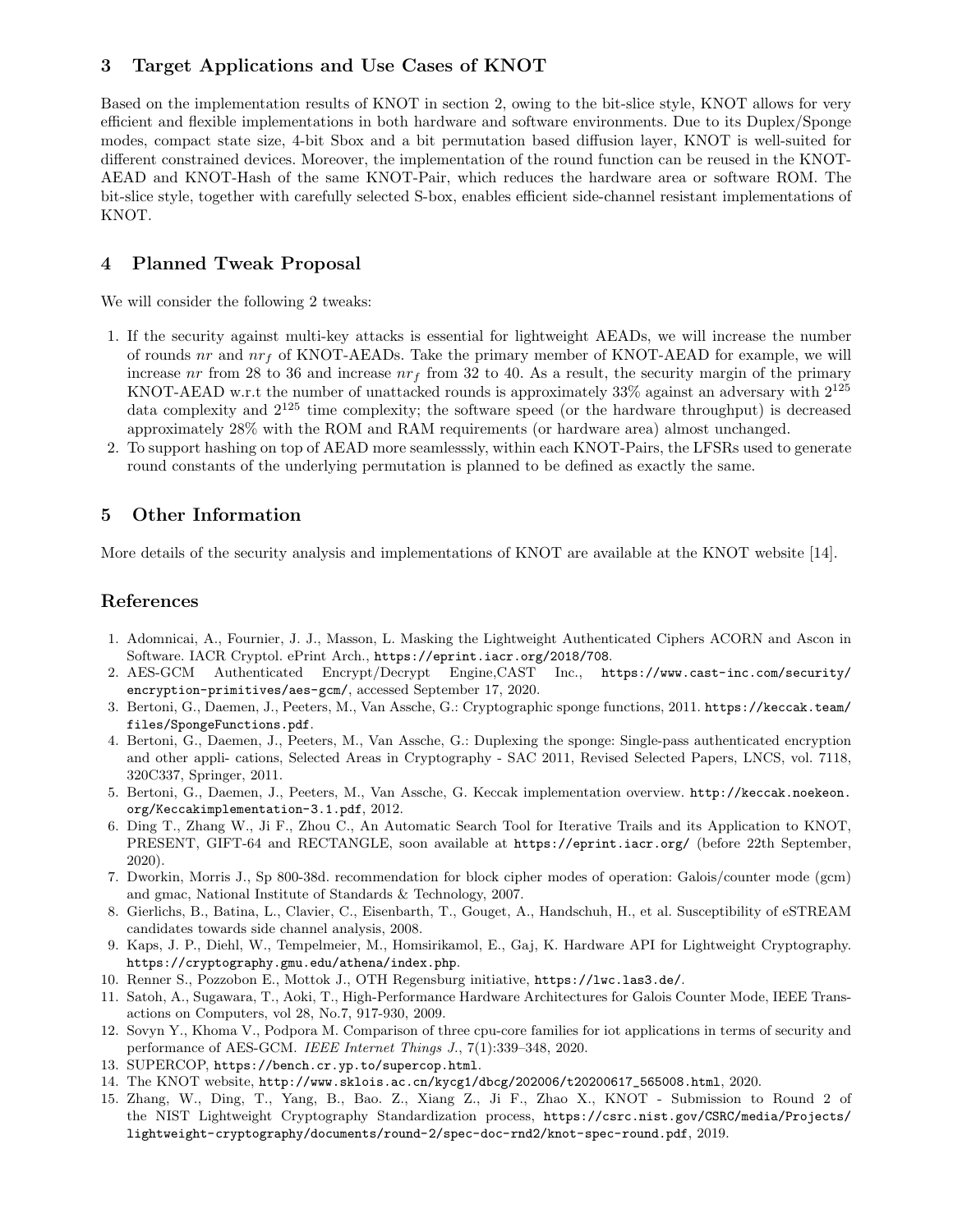## 3 Target Applications and Use Cases of KNOT

Based on the implementation results of KNOT in section 2, owing to the bit-slice style, KNOT allows for very efficient and flexible implementations in both hardware and software environments. Due to its Duplex/Sponge modes, compact state size, 4-bit Sbox and a bit permutation based diffusion layer, KNOT is well-suited for different constrained devices. Moreover, the implementation of the round function can be reused in the KNOT-AEAD and KNOT-Hash of the same KNOT-Pair, which reduces the hardware area or software ROM. The bit-slice style, together with carefully selected S-box, enables efficient side-channel resistant implementations of KNOT.

## 4 Planned Tweak Proposal

We will consider the following 2 tweaks:

1. If the security against multi-key attacks is essential for lightweight AEADs, we will increase the number of rounds $nr$ and $nr_f$ of KNOT-AEADs. Take the primary member of KNOT-AEAD for example, we will increase $nr$ from 28 to 36 and increase $nr_f$ from 32 to 40. As a result, the security margin of the primary KNOT-AEAD w.r.t the number of unattacked rounds is approximately 33% against an adversary with $2^{125}$ data complexity and $2^{125}$ time complexity; the software speed (or the hardware throughput) is decreased approximately 28% with the ROM and RAM requirements (or hardware area) almost unchanged.
2. To support hashing on top of AEAD more seamlesssly, within each KNOT-Pairs, the LFSRs used to generate round constants of the underlying permutation is planned to be defined as exactly the same.

## 5 Other Information

More details of the security analysis and implementations of KNOT are available at the KNOT website [14].

## References

1. Adomnicai, A., Fournier, J. J., Masson, L. Masking the Lightweight Authenticated Ciphers ACORN and Ascon in Software. IACR Cryptol. ePrint Arch., https://eprint.iacr.org/2018/708.
2. AES-GCM Authenticated Encrypt/Decrypt Engine,CAST Inc., https://www.cast-inc.com/security/encryption-primitives/aes-gcm/, accessed September 17, 2020.
3. Bertoni, G., Daemen, J., Peeters, M., Van Assche, G.: Cryptographic sponge functions, 2011. https://keccak.team/files/SpongeFunctions.pdf.
4. Bertoni, G., Daemen, J., Peeters, M., Van Assche, G.: Duplexing the sponge: Single-pass authenticated encryption and other appli- cations, Selected Areas in Cryptography - SAC 2011, Revised Selected Papers, LNCS, vol. 7118, 320C337, Springer, 2011.
5. Bertoni, G., Daemen, J., Peeters, M., Van Assche, G. Keccak implementation overview. http://keccak.noekeon.org/Keccakimplementation-3.1.pdf, 2012.
6. Ding T., Zhang W., Ji F., Zhou C., An Automatic Search Tool for Iterative Trails and its Application to KNOT, PRESENT, GIFT-64 and RECTANGLE, soon available at https://eprint.iacr.org/ (before 22th September, 2020).
7. Dworkin, Morris J., Sp 800-38d. recommendation for block cipher modes of operation: Galois/counter mode (gcm) and gmac, National Institute of Standards & Technology, 2007.
8. Gierlichs, B., Batina, L., Clavier, C., Eisenbarth, T., Gouget, A., Handschuh, H., et al. Susceptibility of eSTREAM candidates towards side channel analysis, 2008.
9. Kaps, J. P., Diehl, W., Tempelmeier, M., Homsirikamol, E., Gaj, K. Hardware API for Lightweight Cryptography. https://cryptography.gmu.edu/athena/index.php.
10. Renner S., Pozzobon E., Mottok J., OTH Regensburg initiative, https://lwc.las3.de/.
11. Satoh, A., Sugawara, T., Aoki, T., High-Performance Hardware Architectures for Galois Counter Mode, IEEE Transactions on Computers, vol 28, No.7, 917-930, 2009.
12. Sovyn Y., Khoma V., Podpora M. Comparison of three cpu-core families for iot applications in terms of security and performance of AES-GCM. *IEEE Internet Things J.*, 7(1):339–348, 2020.
13. SUPERCOP, https://bench.cr.yp.to/supercop.html.
14. The KNOT website, http://www.sklois.ac.cn/kycg1/dbcg/202006/t20200617_565008.html, 2020.
15. Zhang, W., Ding, T., Yang, B., Bao. Z., Xiang Z., Ji F., Zhao X., KNOT - Submission to Round 2 of the NIST Lightweight Cryptography Standardization process, https://csrc.nist.gov/CSRC/media/Projects/lightweight-cryptography/documents/round-2/spec-doc-rnd2/knot-spec-round.pdf, 2019.